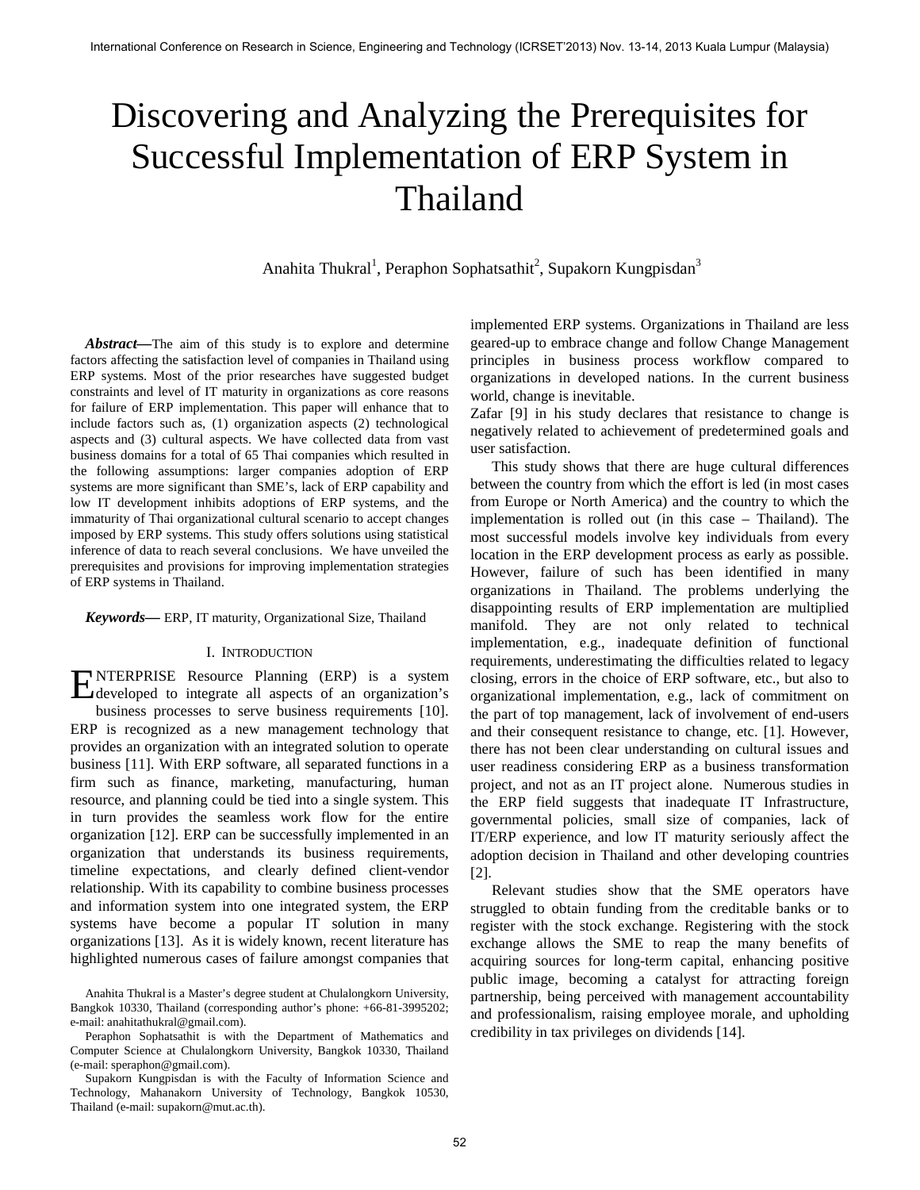# Discovering and Analyzing the Prerequisites for Successful Implementation of ERP System in Thailand

Anahita Thukral[1], Peraphon Sophatsathit[2], Supakorn Kungpisdan[3]

***Abstract*—**The aim of this study is to explore and determine factors affecting the satisfaction level of companies in Thailand using ERP systems. Most of the prior researches have suggested budget constraints and level of IT maturity in organizations as core reasons for failure of ERP implementation. This paper will enhance that to include factors such as, (1) organization aspects (2) technological aspects and (3) cultural aspects. We have collected data from vast business domains for a total of 65 Thai companies which resulted in the following assumptions: larger companies adoption of ERP systems are more significant than SME's, lack of ERP capability and low IT development inhibits adoptions of ERP systems, and the immaturity of Thai organizational cultural scenario to accept changes imposed by ERP systems. This study offers solutions using statistical inference of data to reach several conclusions. We have unveiled the prerequisites and provisions for improving implementation strategies of ERP systems in Thailand.

***Keywords*—** ERP, IT maturity, Organizational Size, Thailand

## I. Introduction

ENTERPRISE Resource Planning (ERP) is a system developed to integrate all aspects of an organization's business processes to serve business requirements [10]. ERP is recognized as a new management technology that provides an organization with an integrated solution to operate business [11]. With ERP software, all separated functions in a firm such as finance, marketing, manufacturing, human resource, and planning could be tied into a single system. This in turn provides the seamless work flow for the entire organization [12]. ERP can be successfully implemented in an organization that understands its business requirements, timeline expectations, and clearly defined client-vendor relationship. With its capability to combine business processes and information system into one integrated system, the ERP systems have become a popular IT solution in many organizations [13]. As it is widely known, recent literature has highlighted numerous cases of failure amongst companies that implemented ERP systems. Organizations in Thailand are less geared-up to embrace change and follow Change Management principles in business process workflow compared to organizations in developed nations. In the current business world, change is inevitable.

Zafar [9] in his study declares that resistance to change is negatively related to achievement of predetermined goals and user satisfaction.

This study shows that there are huge cultural differences between the country from which the effort is led (in most cases from Europe or North America) and the country to which the implementation is rolled out (in this case – Thailand). The most successful models involve key individuals from every location in the ERP development process as early as possible. However, failure of such has been identified in many organizations in Thailand. The problems underlying the disappointing results of ERP implementation are multiplied manifold. They are not only related to technical implementation, e.g., inadequate definition of functional requirements, underestimating the difficulties related to legacy closing, errors in the choice of ERP software, etc., but also to organizational implementation, e.g., lack of commitment on the part of top management, lack of involvement of end-users and their consequent resistance to change, etc. [1]. However, there has not been clear understanding on cultural issues and user readiness considering ERP as a business transformation project, and not as an IT project alone. Numerous studies in the ERP field suggests that inadequate IT Infrastructure, governmental policies, small size of companies, lack of IT/ERP experience, and low IT maturity seriously affect the adoption decision in Thailand and other developing countries [2].

Relevant studies show that the SME operators have struggled to obtain funding from the creditable banks or to register with the stock exchange. Registering with the stock exchange allows the SME to reap the many benefits of acquiring sources for long-term capital, enhancing positive public image, becoming a catalyst for attracting foreign partnership, being perceived with management accountability and professionalism, raising employee morale, and upholding credibility in tax privileges on dividends [14].

Anahita Thukral is a Master's degree student at Chulalongkorn University, Bangkok 10330, Thailand (corresponding author's phone: +66-81-3995202; e-mail: anahitathukral@gmail.com).

Peraphon Sophatsathit is with the Department of Mathematics and Computer Science at Chulalongkorn University, Bangkok 10330, Thailand (e-mail: speraphon@gmail.com).

Supakorn Kungpisdan is with the Faculty of Information Science and Technology, Mahanakorn University of Technology, Bangkok 10530, Thailand (e-mail: supakorn@mut.ac.th).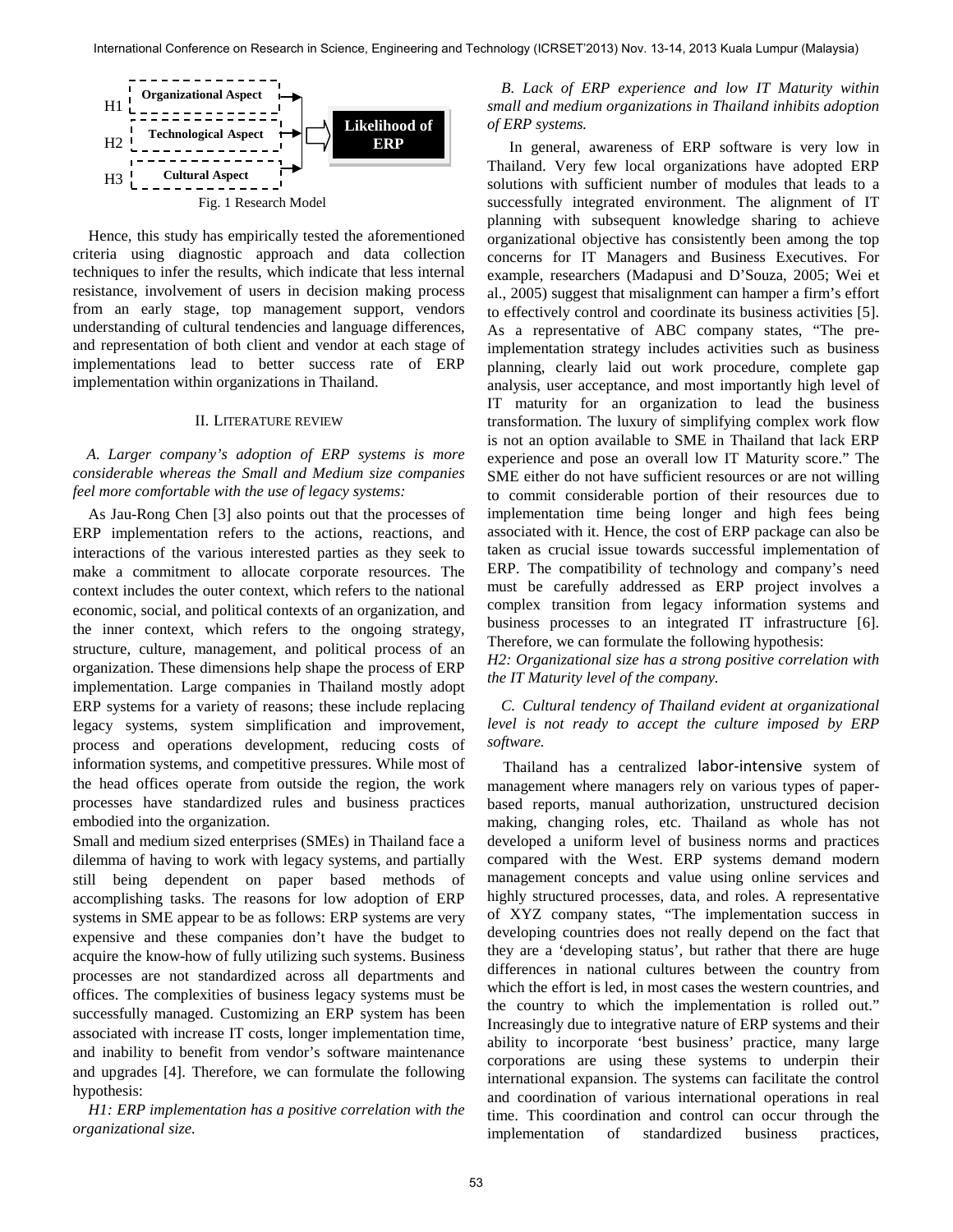H1 Organizational Aspect
H2 Technological Aspect
H3 Cultural Aspect
→ Likelihood of ERP

Fig. 1 Research Model

Hence, this study has empirically tested the aforementioned criteria using diagnostic approach and data collection techniques to infer the results, which indicate that less internal resistance, involvement of users in decision making process from an early stage, top management support, vendors understanding of cultural tendencies and language differences, and representation of both client and vendor at each stage of implementations lead to better success rate of ERP implementation within organizations in Thailand.

## II. Literature review

### *A. Larger company's adoption of ERP systems is more considerable whereas the Small and Medium size companies feel more comfortable with the use of legacy systems:*

As Jau-Rong Chen [3] also points out that the processes of ERP implementation refers to the actions, reactions, and interactions of the various interested parties as they seek to make a commitment to allocate corporate resources. The context includes the outer context, which refers to the national economic, social, and political contexts of an organization, and the inner context, which refers to the ongoing strategy, structure, culture, management, and political process of an organization. These dimensions help shape the process of ERP implementation. Large companies in Thailand mostly adopt ERP systems for a variety of reasons; these include replacing legacy systems, system simplification and improvement, process and operations development, reducing costs of information systems, and competitive pressures. While most of the head offices operate from outside the region, the work processes have standardized rules and business practices embodied into the organization.

Small and medium sized enterprises (SMEs) in Thailand face a dilemma of having to work with legacy systems, and partially still being dependent on paper based methods of accomplishing tasks. The reasons for low adoption of ERP systems in SME appear to be as follows: ERP systems are very expensive and these companies don't have the budget to acquire the know-how of fully utilizing such systems. Business processes are not standardized across all departments and offices. The complexities of business legacy systems must be successfully managed. Customizing an ERP system has been associated with increase IT costs, longer implementation time, and inability to benefit from vendor's software maintenance and upgrades [4]. Therefore, we can formulate the following hypothesis:

*H1: ERP implementation has a positive correlation with the organizational size.*

### *B. Lack of ERP experience and low IT Maturity within small and medium organizations in Thailand inhibits adoption of ERP systems.*

In general, awareness of ERP software is very low in Thailand. Very few local organizations have adopted ERP solutions with sufficient number of modules that leads to a successfully integrated environment. The alignment of IT planning with subsequent knowledge sharing to achieve organizational objective has consistently been among the top concerns for IT Managers and Business Executives. For example, researchers (Madapusi and D'Souza, 2005; Wei et al., 2005) suggest that misalignment can hamper a firm's effort to effectively control and coordinate its business activities [5]. As a representative of ABC company states, "The pre-implementation strategy includes activities such as business planning, clearly laid out work procedure, complete gap analysis, user acceptance, and most importantly high level of IT maturity for an organization to lead the business transformation. The luxury of simplifying complex work flow is not an option available to SME in Thailand that lack ERP experience and pose an overall low IT Maturity score." The SME either do not have sufficient resources or are not willing to commit considerable portion of their resources due to implementation time being longer and high fees being associated with it. Hence, the cost of ERP package can also be taken as crucial issue towards successful implementation of ERP. The compatibility of technology and company's need must be carefully addressed as ERP project involves a complex transition from legacy information systems and business processes to an integrated IT infrastructure [6]. Therefore, we can formulate the following hypothesis:

*H2: Organizational size has a strong positive correlation with the IT Maturity level of the company.*

### *C. Cultural tendency of Thailand evident at organizational level is not ready to accept the culture imposed by ERP software.*

Thailand has a centralized labor-intensive system of management where managers rely on various types of paper-based reports, manual authorization, unstructured decision making, changing roles, etc. Thailand as whole has not developed a uniform level of business norms and practices compared with the West. ERP systems demand modern management concepts and value using online services and highly structured processes, data, and roles. A representative of XYZ company states, "The implementation success in developing countries does not really depend on the fact that they are a 'developing status', but rather that there are huge differences in national cultures between the country from which the effort is led, in most cases the western countries, and the country to which the implementation is rolled out." Increasingly due to integrative nature of ERP systems and their ability to incorporate 'best business' practice, many large corporations are using these systems to underpin their international expansion. The systems can facilitate the control and coordination of various international operations in real time. This coordination and control can occur through the implementation of standardized business practices,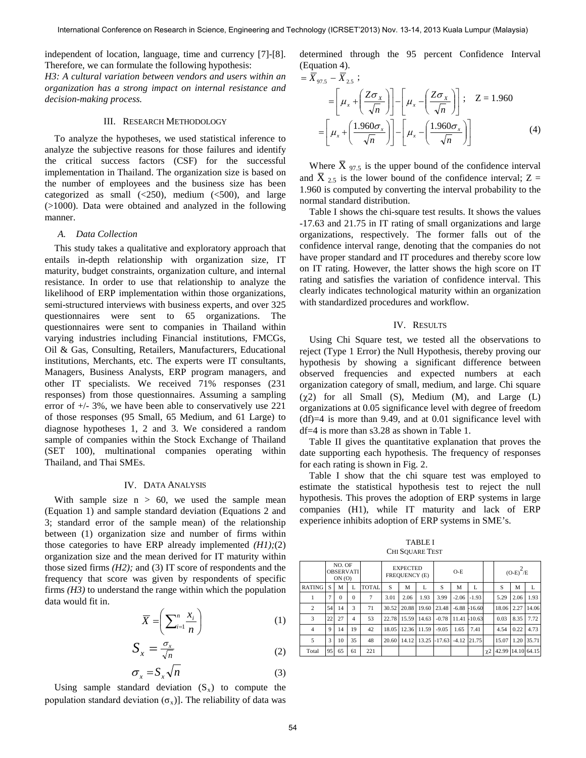independent of location, language, time and currency [7]-[8]. Therefore, we can formulate the following hypothesis:

*H3: A cultural variation between vendors and users within an organization has a strong impact on internal resistance and decision-making process.*

## III. Research Methodology

To analyze the hypotheses, we used statistical inference to analyze the subjective reasons for those failures and identify the critical success factors (CSF) for the successful implementation in Thailand. The organization size is based on the number of employees and the business size has been categorized as small (<250), medium (<500), and large (>1000). Data were obtained and analyzed in the following manner.

### *A. Data Collection*

This study takes a qualitative and exploratory approach that entails in-depth relationship with organization size, IT maturity, budget constraints, organization culture, and internal resistance. In order to use that relationship to analyze the likelihood of ERP implementation within those organizations, semi-structured interviews with business experts, and over 325 questionnaires were sent to 65 organizations. The questionnaires were sent to companies in Thailand within varying industries including Financial institutions, FMCGs, Oil & Gas, Consulting, Retailers, Manufacturers, Educational institutions, Merchants, etc. The experts were IT consultants, Managers, Business Analysts, ERP program managers, and other IT specialists. We received 71% responses (231 responses) from those questionnaires. Assuming a sampling error of +/- 3%, we have been able to conservatively use 221 of those responses (95 Small, 65 Medium, and 61 Large) to diagnose hypotheses 1, 2 and 3. We considered a random sample of companies within the Stock Exchange of Thailand (SET 100), multinational companies operating within Thailand, and Thai SMEs.

## IV. Data Analysis

With sample size n > 60, we used the sample mean (Equation 1) and sample standard deviation (Equations 2 and 3; standard error of the sample mean) of the relationship between (1) organization size and number of firms within those categories to have ERP already implemented *(H1);*(2) organization size and the mean derived for IT maturity within those sized firms *(H2);* and (3) IT score of respondents and the frequency that score was given by respondents of specific firms *(H3)* to understand the range within which the population data would fit in.

$$\overline{X} = \left( \sum_{i=1}^{n} \frac{x_i}{n} \right) \tag{1}$$

$$S_x = \frac{\sigma_x}{\sqrt{n}} \tag{2}$$

$$\sigma_x = S_x \sqrt{n} \tag{3}$$

Using sample standard deviation ($S_x$) to compute the population standard deviation ($\sigma_x$)]. The reliability of data was determined through the 95 percent Confidence Interval (Equation 4).

$$= \overline{X}_{97.5} - \overline{X}_{2.5}\ ;$$

$$= \left[ \mu_x + \left( \frac{Z\sigma_X}{\sqrt{n}} \right) \right] - \left[ \mu_x - \left( \frac{Z\sigma_X}{\sqrt{n}} \right) \right]; \quad Z = 1.960$$

$$= \left[ \mu_x + \left( \frac{1.960\sigma_x}{\sqrt{n}} \right) \right] - \left[ \mu_x - \left( \frac{1.960\sigma_x}{\sqrt{n}} \right) \right] \tag{4}$$

Where $\overline{X}_{97.5}$ is the upper bound of the confidence interval and $\overline{X}_{2.5}$ is the lower bound of the confidence interval; Z = 1.960 is computed by converting the interval probability to the normal standard distribution.

Table I shows the chi-square test results. It shows the values -17.63 and 21.75 in IT rating of small organizations and large organizations, respectively. The former falls out of the confidence interval range, denoting that the companies do not have proper standard and IT procedures and thereby score low on IT rating. However, the latter shows the high score on IT rating and satisfies the variation of confidence interval. This clearly indicates technological maturity within an organization with standardized procedures and workflow.

## IV. Results

Using Chi Square test, we tested all the observations to reject (Type 1 Error) the Null Hypothesis, thereby proving our hypothesis by showing a significant difference between observed frequencies and expected numbers at each organization category of small, medium, and large. Chi square ($\chi2$) for all Small (S), Medium (M), and Large (L) organizations at 0.05 significance level with degree of freedom (df)=4 is more than 9.49, and at 0.01 significance level with df=4 is more than s3.28 as shown in Table 1.

Table II gives the quantitative explanation that proves the date supporting each hypothesis. The frequency of responses for each rating is shown in Fig. 2.

Table I show that the chi square test was employed to estimate the statistical hypothesis test to reject the null hypothesis. This proves the adoption of ERP systems in large companies (H1), while IT maturity and lack of ERP experience inhibits adoption of ERP systems in SME's.

TABLE I
Chi Square Test

| | NO. OF OBSERVATION (O) | | | | EXPECTED FREQUENCY (E) | | | O-E | | | | $(O-E)^2/E$ | | |
|---|---|---|---|---|---|---|---|---|---|---|---|---|---|---|
| RATING | S | M | L | TOTAL | S | M | L | S | M | L | | S | M | L |
| 1 | 7 | 0 | 0 | 7 | 3.01 | 2.06 | 1.93 | 3.99 | -2.06 | -1.93 | | 5.29 | 2.06 | 1.93 |
| 2 | 54 | 14 | 3 | 71 | 30.52 | 20.88 | 19.60 | 23.48 | -6.88 | -16.60 | | 18.06 | 2.27 | 14.06 |
| 3 | 22 | 27 | 4 | 53 | 22.78 | 15.59 | 14.63 | -0.78 | 11.41 | -10.63 | | 0.03 | 8.35 | 7.72 |
| 4 | 9 | 14 | 19 | 42 | 18.05 | 12.36 | 11.59 | -9.05 | 1.65 | 7.41 | | 4.54 | 0.22 | 4.73 |
| 5 | 3 | 10 | 35 | 48 | 20.60 | 14.12 | 13.25 | -17.63 | -4.12 | 21.75 | | 15.07 | 1.20 | 35.71 |
| Total | 95 | 65 | 61 | 221 | | | | | | | $\chi2$ | 42.99 | 14.10 | 64.15 |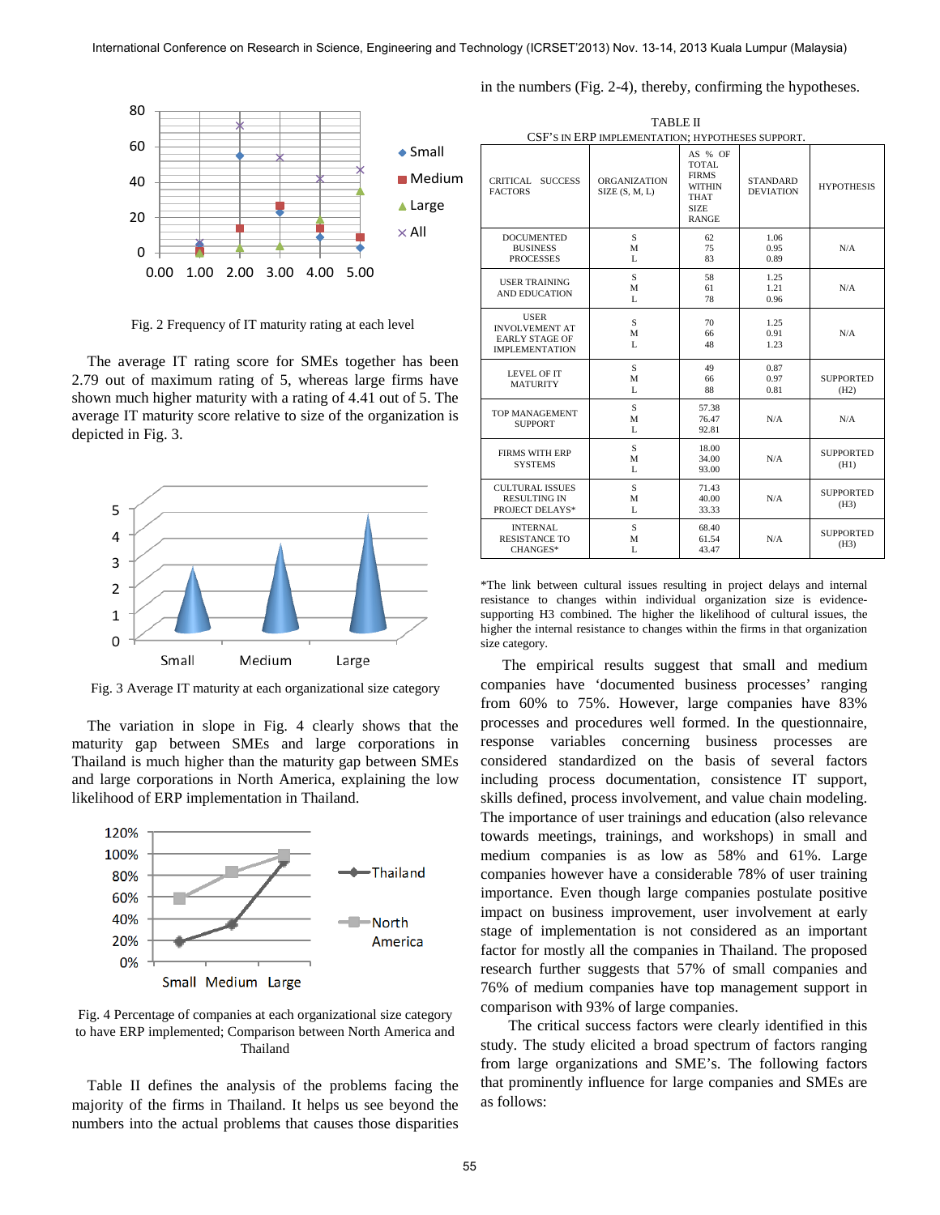Fig. 2 Frequency of IT maturity rating at each level

The average IT rating score for SMEs together has been 2.79 out of maximum rating of 5, whereas large firms have shown much higher maturity with a rating of 4.41 out of 5. The average IT maturity score relative to size of the organization is depicted in Fig. 3.

Fig. 3 Average IT maturity at each organizational size category

The variation in slope in Fig. 4 clearly shows that the maturity gap between SMEs and large corporations in Thailand is much higher than the maturity gap between SMEs and large corporations in North America, explaining the low likelihood of ERP implementation in Thailand.

Fig. 4 Percentage of companies at each organizational size category to have ERP implemented; Comparison between North America and Thailand

Table II defines the analysis of the problems facing the majority of the firms in Thailand. It helps us see beyond the numbers into the actual problems that causes those disparities in the numbers (Fig. 2-4), thereby, confirming the hypotheses.

TABLE II
CSF'S IN ERP IMPLEMENTATION; HYPOTHESES SUPPORT.

| CRITICAL SUCCESS FACTORS | ORGANIZATION SIZE (S, M, L) | AS % OF TOTAL FIRMS WITHIN THAT SIZE RANGE | STANDARD DEVIATION | HYPOTHESIS |
|---|---|---|---|---|
| DOCUMENTED BUSINESS PROCESSES | S<br>M<br>L | 62<br>75<br>83 | 1.06<br>0.95<br>0.89 | N/A |
| USER TRAINING AND EDUCATION | S<br>M<br>L | 58<br>61<br>78 | 1.25<br>1.21<br>0.96 | N/A |
| USER INVOLVEMENT AT EARLY STAGE OF IMPLEMENTATION | S<br>M<br>L | 70<br>66<br>48 | 1.25<br>0.91<br>1.23 | N/A |
| LEVEL OF IT MATURITY | S<br>M<br>L | 49<br>66<br>88 | 0.87<br>0.97<br>0.81 | SUPPORTED (H2) |
| TOP MANAGEMENT SUPPORT | S<br>M<br>L | 57.38<br>76.47<br>92.81 | N/A | N/A |
| FIRMS WITH ERP SYSTEMS | S<br>M<br>L | 18.00<br>34.00<br>93.00 | N/A | SUPPORTED (H1) |
| CULTURAL ISSUES RESULTING IN PROJECT DELAYS* | S<br>M<br>L | 71.43<br>40.00<br>33.33 | N/A | SUPPORTED (H3) |
| INTERNAL RESISTANCE TO CHANGES* | S<br>M<br>L | 68.40<br>61.54<br>43.47 | N/A | SUPPORTED (H3) |

*The link between cultural issues resulting in project delays and internal resistance to changes within individual organization size is evidence-supporting H3 combined. The higher the likelihood of cultural issues, the higher the internal resistance to changes within the firms in that organization size category.

The empirical results suggest that small and medium companies have 'documented business processes' ranging from 60% to 75%. However, large companies have 83% processes and procedures well formed. In the questionnaire, response variables concerning business processes are considered standardized on the basis of several factors including process documentation, consistence IT support, skills defined, process involvement, and value chain modeling. The importance of user trainings and education (also relevance towards meetings, trainings, and workshops) in small and medium companies is as low as 58% and 61%. Large companies however have a considerable 78% of user training importance. Even though large companies postulate positive impact on business improvement, user involvement at early stage of implementation is not considered as an important factor for mostly all the companies in Thailand. The proposed research further suggests that 57% of small companies and 76% of medium companies have top management support in comparison with 93% of large companies.

The critical success factors were clearly identified in this study. The study elicited a broad spectrum of factors ranging from large organizations and SME's. The following factors that prominently influence for large companies and SMEs are as follows: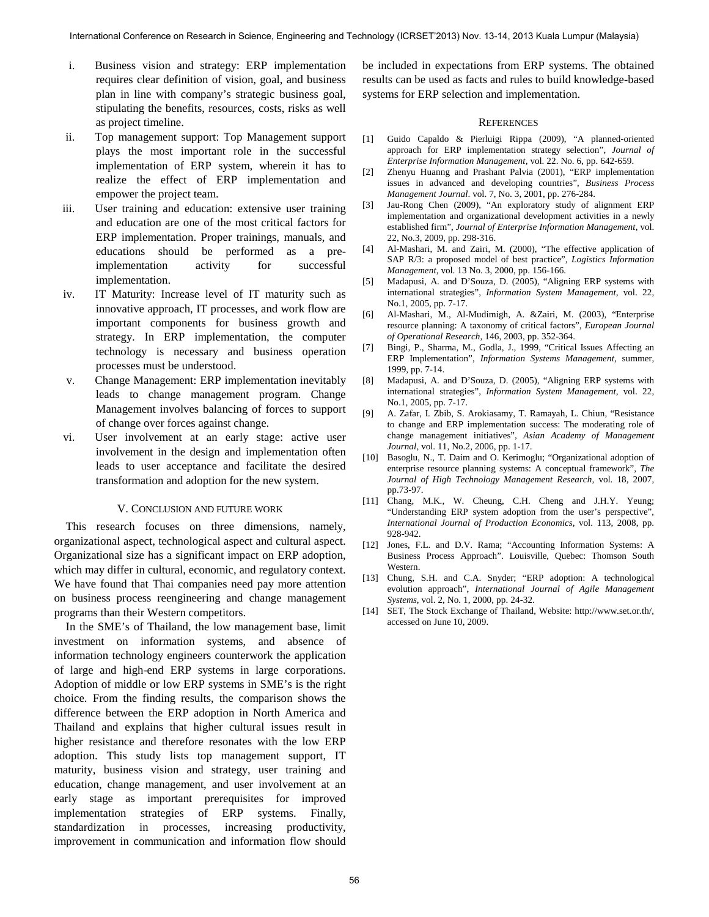i. Business vision and strategy: ERP implementation requires clear definition of vision, goal, and business plan in line with company's strategic business goal, stipulating the benefits, resources, costs, risks as well as project timeline.

ii. Top management support: Top Management support plays the most important role in the successful implementation of ERP system, wherein it has to realize the effect of ERP implementation and empower the project team.

iii. User training and education: extensive user training and education are one of the most critical factors for ERP implementation. Proper trainings, manuals, and educations should be performed as a pre-implementation activity for successful implementation.

iv. IT Maturity: Increase level of IT maturity such as innovative approach, IT processes, and work flow are important components for business growth and strategy. In ERP implementation, the computer technology is necessary and business operation processes must be understood.

v. Change Management: ERP implementation inevitably leads to change management program. Change Management involves balancing of forces to support of change over forces against change.

vi. User involvement at an early stage: active user involvement in the design and implementation often leads to user acceptance and facilitate the desired transformation and adoption for the new system.

## V. Conclusion and Future Work

This research focuses on three dimensions, namely, organizational aspect, technological aspect and cultural aspect. Organizational size has a significant impact on ERP adoption, which may differ in cultural, economic, and regulatory context. We have found that Thai companies need pay more attention on business process reengineering and change management programs than their Western competitors.

In the SME's of Thailand, the low management base, limit investment on information systems, and absence of information technology engineers counterwork the application of large and high-end ERP systems in large corporations. Adoption of middle or low ERP systems in SME's is the right choice. From the finding results, the comparison shows the difference between the ERP adoption in North America and Thailand and explains that higher cultural issues result in higher resistance and therefore resonates with the low ERP adoption. This study lists top management support, IT maturity, business vision and strategy, user training and education, change management, and user involvement at an early stage as important prerequisites for improved implementation strategies of ERP systems. Finally, standardization in processes, increasing productivity, improvement in communication and information flow should be included in expectations from ERP systems. The obtained results can be used as facts and rules to build knowledge-based systems for ERP selection and implementation.

## References

[1] Guido Capaldo & Pierluigi Rippa (2009), "A planned-oriented approach for ERP implementation strategy selection", *Journal of Enterprise Information Management*, vol. 22. No. 6, pp. 642-659.

[2] Zhenyu Huanng and Prashant Palvia (2001), "ERP implementation issues in advanced and developing countries", *Business Process Management Journal*. vol. 7, No. 3, 2001, pp. 276-284.

[3] Jau-Rong Chen (2009), "An exploratory study of alignment ERP implementation and organizational development activities in a newly established firm", *Journal of Enterprise Information Management*, vol. 22, No.3, 2009, pp. 298-316.

[4] Al-Mashari, M. and Zairi, M. (2000), "The effective application of SAP R/3: a proposed model of best practice", *Logistics Information Management*, vol. 13 No. 3, 2000, pp. 156-166.

[5] Madapusi, A. and D'Souza, D. (2005), "Aligning ERP systems with international strategies", *Information System Management*, vol. 22, No.1, 2005, pp. 7-17.

[6] Al-Mashari, M., Al-Mudimigh, A. &Zairi, M. (2003), "Enterprise resource planning: A taxonomy of critical factors", *European Journal of Operational Research*, 146, 2003, pp. 352-364.

[7] Bingi, P., Sharma, M., Godla, J., 1999, "Critical Issues Affecting an ERP Implementation", *Information Systems Management*, summer, 1999, pp. 7-14.

[8] Madapusi, A. and D'Souza, D. (2005), "Aligning ERP systems with international strategies", *Information System Management*, vol. 22, No.1, 2005, pp. 7-17.

[9] A. Zafar, I. Zbib, S. Arokiasamy, T. Ramayah, L. Chiun, "Resistance to change and ERP implementation success: The moderating role of change management initiatives", *Asian Academy of Management Journal*, vol. 11, No.2, 2006, pp. 1-17.

[10] Basoglu, N., T. Daim and O. Kerimoglu; "Organizational adoption of enterprise resource planning systems: A conceptual framework", *The Journal of High Technology Management Research*, vol. 18, 2007, pp.73-97.

[11] Chang, M.K., W. Cheung, C.H. Cheng and J.H.Y. Yeung; "Understanding ERP system adoption from the user's perspective", *International Journal of Production Economics*, vol. 113, 2008, pp. 928-942.

[12] Jones, F.L. and D.V. Rama; "Accounting Information Systems: A Business Process Approach". Louisville, Quebec: Thomson South Western.

[13] Chung, S.H. and C.A. Snyder; "ERP adoption: A technological evolution approach", *International Journal of Agile Management Systems*, vol. 2, No. 1, 2000, pp. 24-32.

[14] SET, The Stock Exchange of Thailand, Website: http://www.set.or.th/, accessed on June 10, 2009.